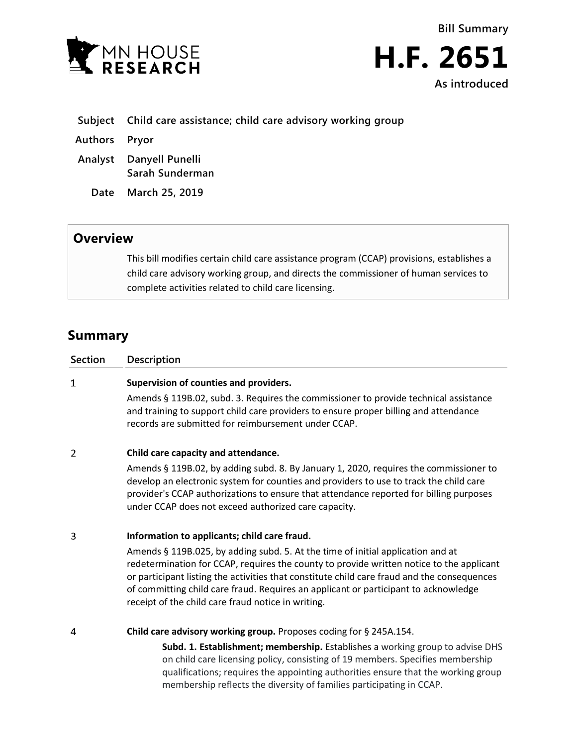MN HOUSE RESEARCH

Bill Summary

# H.F. 2651

As introduced

**Subject** Child care assistance; child care advisory working group

**Authors** Pryor

**Analyst** Danyell Punelli
Sarah Sunderman

**Date** March 25, 2019

## Overview

This bill modifies certain child care assistance program (CCAP) provisions, establishes a child care advisory working group, and directs the commissioner of human services to complete activities related to child care licensing.

## Summary

| Section | Description |
|---|---|
| 1 | **Supervision of counties and providers.** Amends § 119B.02, subd. 3. Requires the commissioner to provide technical assistance and training to support child care providers to ensure proper billing and attendance records are submitted for reimbursement under CCAP. |
| 2 | **Child care capacity and attendance.** Amends § 119B.02, by adding subd. 8. By January 1, 2020, requires the commissioner to develop an electronic system for counties and providers to use to track the child care provider's CCAP authorizations to ensure that attendance reported for billing purposes under CCAP does not exceed authorized care capacity. |
| 3 | **Information to applicants; child care fraud.** Amends § 119B.025, by adding subd. 5. At the time of initial application and at redetermination for CCAP, requires the county to provide written notice to the applicant or participant listing the activities that constitute child care fraud and the consequences of committing child care fraud. Requires an applicant or participant to acknowledge receipt of the child care fraud notice in writing. |
| 4 | **Child care advisory working group.** Proposes coding for § 245A.154. **Subd. 1. Establishment; membership.** Establishes a working group to advise DHS on child care licensing policy, consisting of 19 members. Specifies membership qualifications; requires the appointing authorities ensure that the working group membership reflects the diversity of families participating in CCAP. |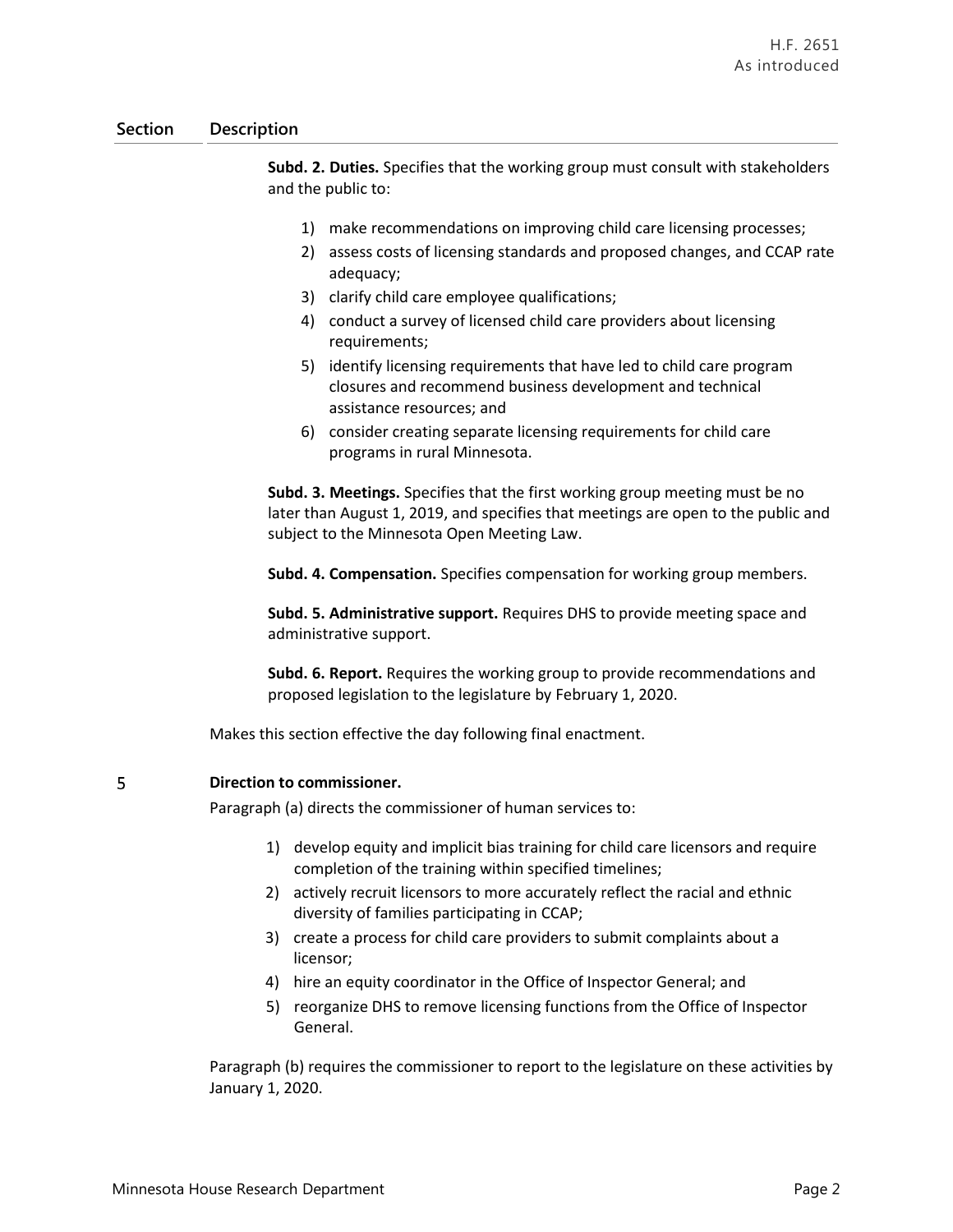| Section | Description |
|---|---|
| | **Subd. 2. Duties.** Specifies that the working group must consult with stakeholders and the public to:<br><br>1) make recommendations on improving child care licensing processes;<br>2) assess costs of licensing standards and proposed changes, and CCAP rate adequacy;<br>3) clarify child care employee qualifications;<br>4) conduct a survey of licensed child care providers about licensing requirements;<br>5) identify licensing requirements that have led to child care program closures and recommend business development and technical assistance resources; and<br>6) consider creating separate licensing requirements for child care programs in rural Minnesota.<br><br>**Subd. 3. Meetings.** Specifies that the first working group meeting must be no later than August 1, 2019, and specifies that meetings are open to the public and subject to the Minnesota Open Meeting Law.<br><br>**Subd. 4. Compensation.** Specifies compensation for working group members.<br><br>**Subd. 5. Administrative support.** Requires DHS to provide meeting space and administrative support.<br><br>**Subd. 6. Report.** Requires the working group to provide recommendations and proposed legislation to the legislature by February 1, 2020.<br><br>Makes this section effective the day following final enactment. |
| 5 | **Direction to commissioner.**<br><br>Paragraph (a) directs the commissioner of human services to:<br><br>1) develop equity and implicit bias training for child care licensors and require completion of the training within specified timelines;<br>2) actively recruit licensors to more accurately reflect the racial and ethnic diversity of families participating in CCAP;<br>3) create a process for child care providers to submit complaints about a licensor;<br>4) hire an equity coordinator in the Office of Inspector General; and<br>5) reorganize DHS to remove licensing functions from the Office of Inspector General.<br><br>Paragraph (b) requires the commissioner to report to the legislature on these activities by January 1, 2020. |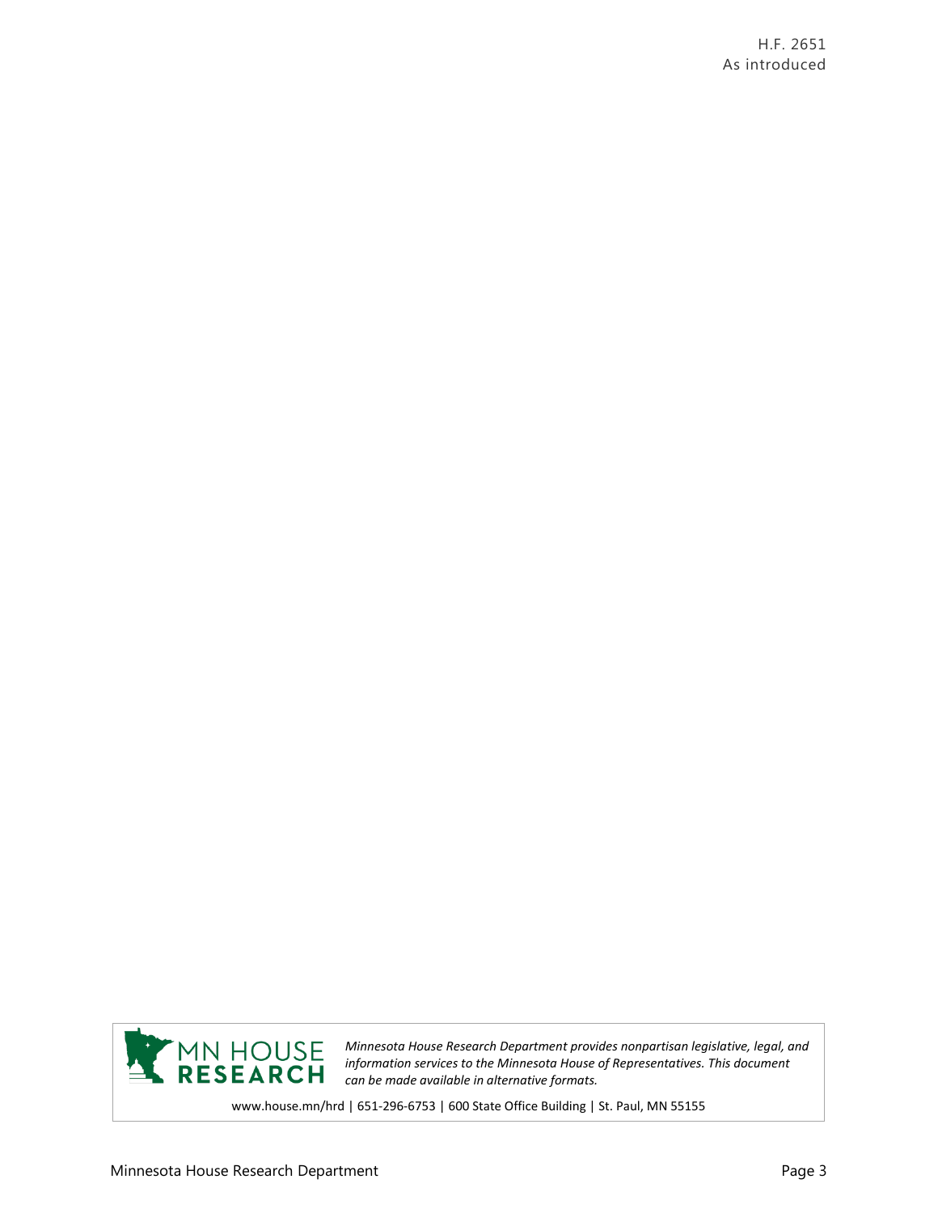MN HOUSE RESEARCH

*Minnesota House Research Department provides nonpartisan legislative, legal, and information services to the Minnesota House of Representatives. This document can be made available in alternative formats.*

www.house.mn/hrd | 651-296-6753 | 600 State Office Building | St. Paul, MN 55155